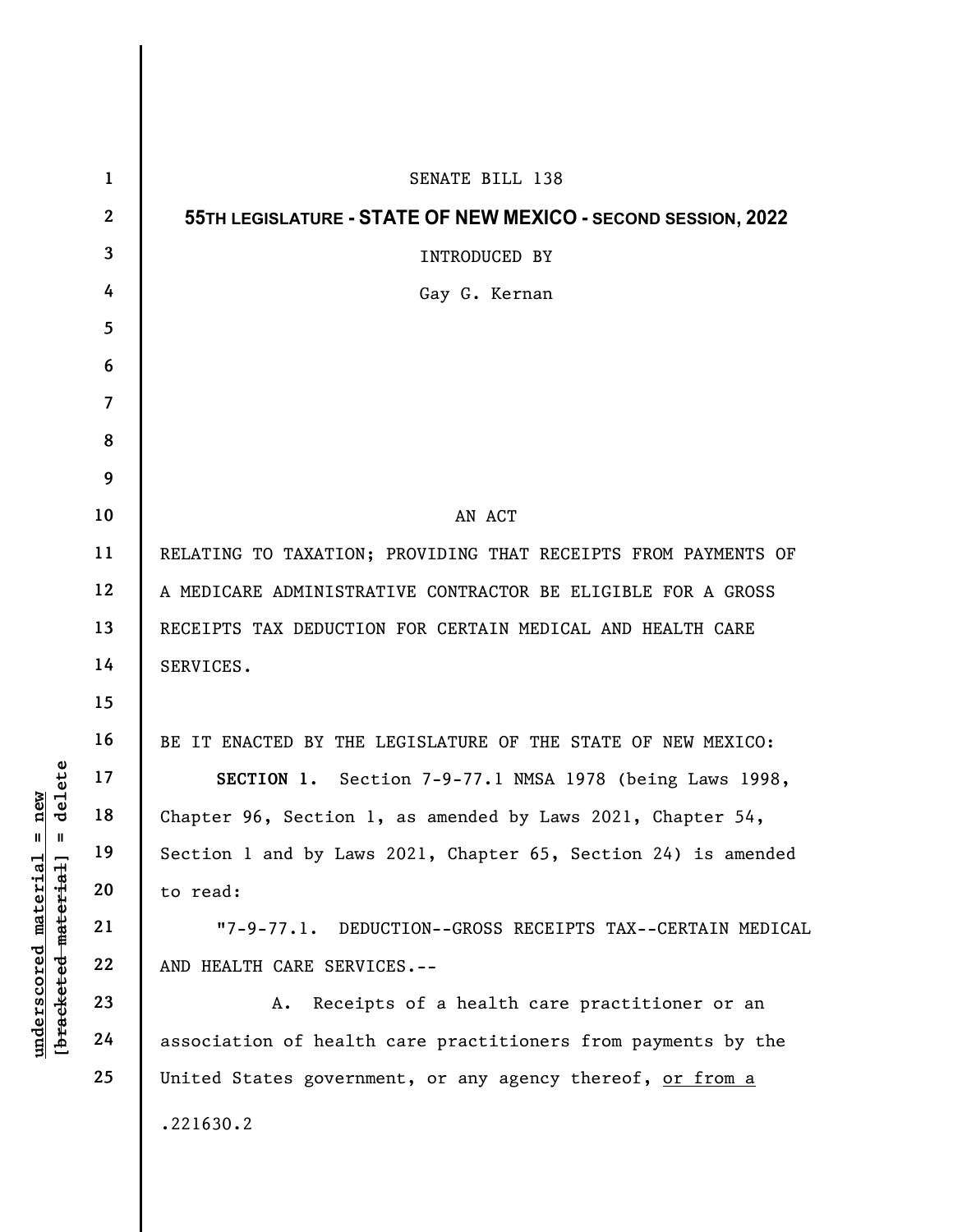SENATE BILL 138

**55TH LEGISLATURE - STATE OF NEW MEXICO - SECOND SESSION, 2022**

INTRODUCED BY

Gay G. Kernan

AN ACT

RELATING TO TAXATION; PROVIDING THAT RECEIPTS FROM PAYMENTS OF A MEDICARE ADMINISTRATIVE CONTRACTOR BE ELIGIBLE FOR A GROSS RECEIPTS TAX DEDUCTION FOR CERTAIN MEDICAL AND HEALTH CARE SERVICES.

BE IT ENACTED BY THE LEGISLATURE OF THE STATE OF NEW MEXICO:

**SECTION 1.** Section 7-9-77.1 NMSA 1978 (being Laws 1998, Chapter 96, Section 1, as amended by Laws 2021, Chapter 54, Section 1 and by Laws 2021, Chapter 65, Section 24) is amended to read:

"7-9-77.1. DEDUCTION--GROSS RECEIPTS TAX--CERTAIN MEDICAL AND HEALTH CARE SERVICES.--

A. Receipts of a health care practitioner or an association of health care practitioners from payments by the United States government, or any agency thereof, <u>or from a</u>

.221630.2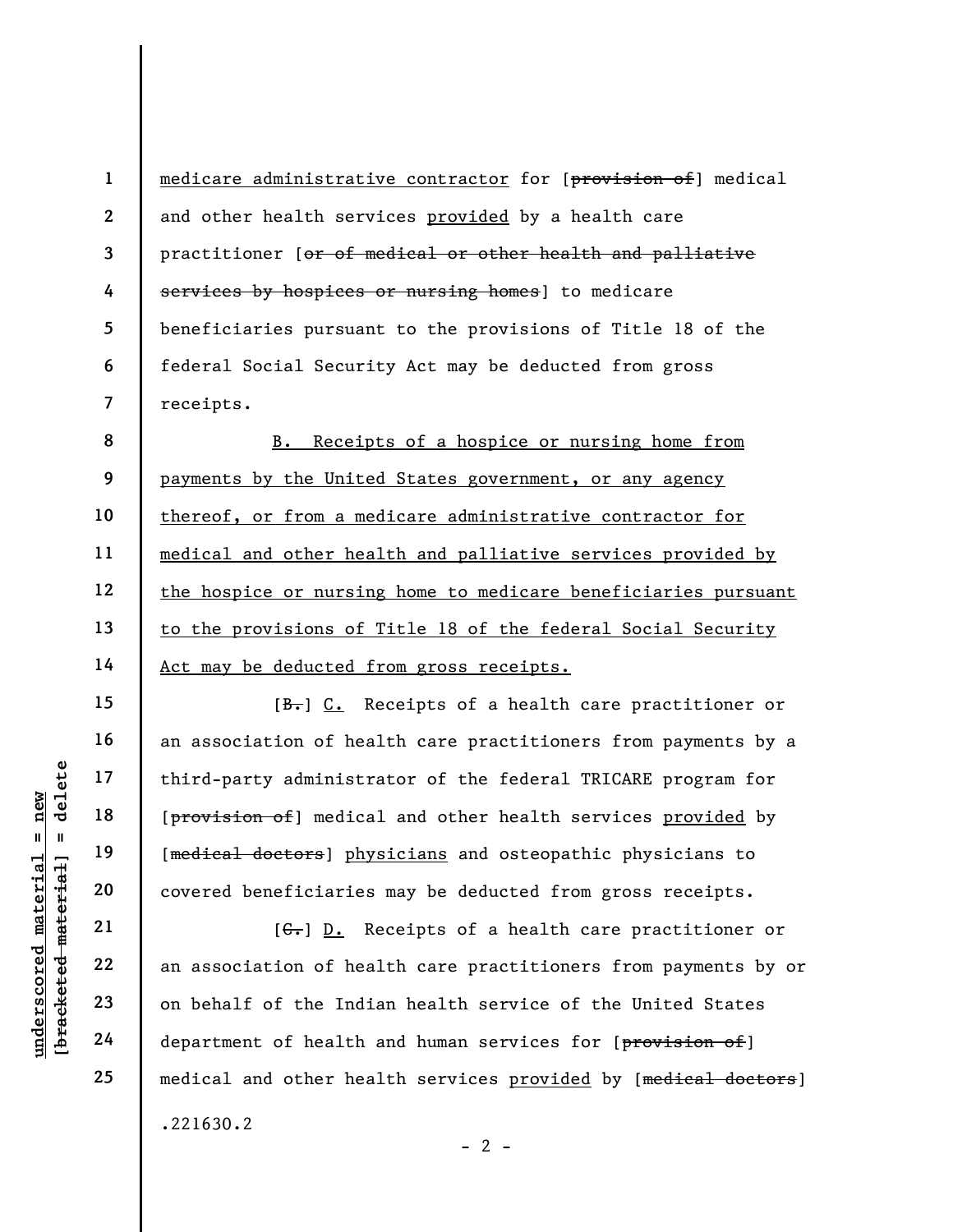medicare administrative contractor for [provision of] medical and other health services provided by a health care practitioner [or of medical or other health and palliative services by hospices or nursing homes] to medicare beneficiaries pursuant to the provisions of Title 18 of the federal Social Security Act may be deducted from gross receipts.

B. Receipts of a hospice or nursing home from payments by the United States government, or any agency thereof, or from a medicare administrative contractor for medical and other health and palliative services provided by the hospice or nursing home to medicare beneficiaries pursuant to the provisions of Title 18 of the federal Social Security Act may be deducted from gross receipts.

[B.] C. Receipts of a health care practitioner or an association of health care practitioners from payments by a third-party administrator of the federal TRICARE program for [provision of] medical and other health services provided by [medical doctors] physicians and osteopathic physicians to covered beneficiaries may be deducted from gross receipts.

[C.] D. Receipts of a health care practitioner or an association of health care practitioners from payments by or on behalf of the Indian health service of the United States department of health and human services for [provision of] medical and other health services provided by [medical doctors]

.221630.2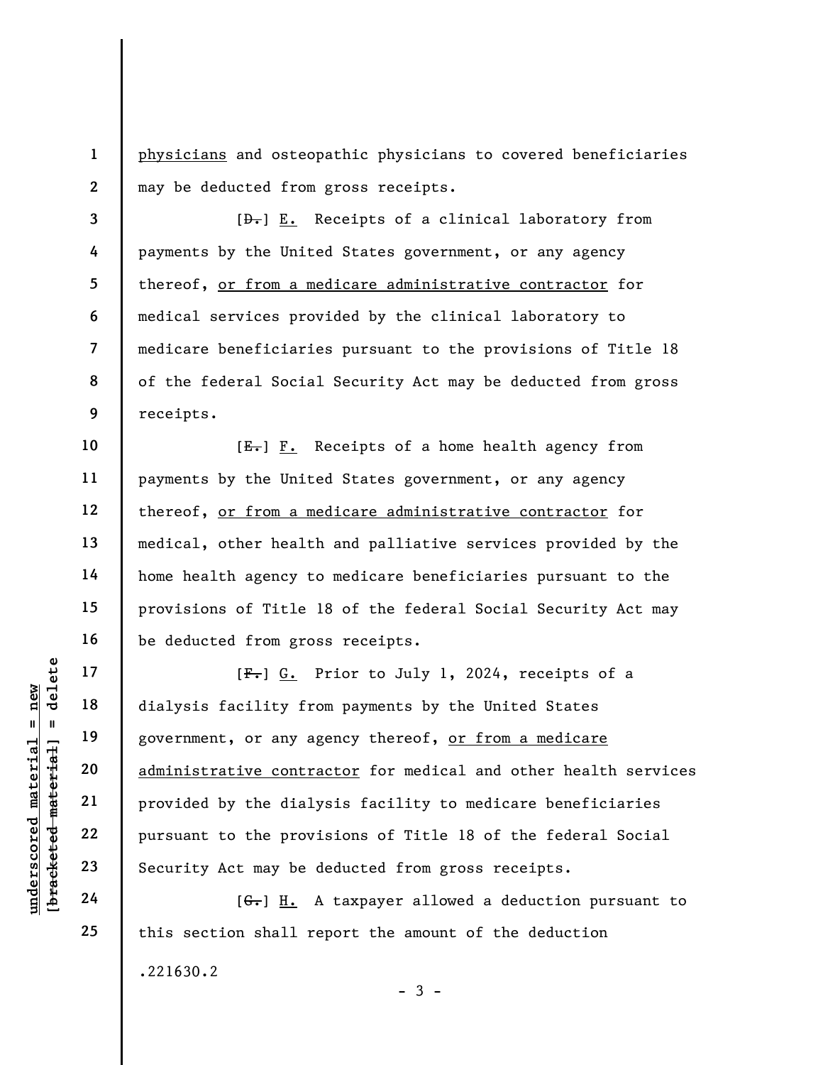physicians and osteopathic physicians to covered beneficiaries may be deducted from gross receipts.

[~~D.~~] E. Receipts of a clinical laboratory from payments by the United States government, or any agency thereof, or from a medicare administrative contractor for medical services provided by the clinical laboratory to medicare beneficiaries pursuant to the provisions of Title 18 of the federal Social Security Act may be deducted from gross receipts.

[~~E.~~] F. Receipts of a home health agency from payments by the United States government, or any agency thereof, or from a medicare administrative contractor for medical, other health and palliative services provided by the home health agency to medicare beneficiaries pursuant to the provisions of Title 18 of the federal Social Security Act may be deducted from gross receipts.

[~~F.~~] G. Prior to July 1, 2024, receipts of a dialysis facility from payments by the United States government, or any agency thereof, or from a medicare administrative contractor for medical and other health services provided by the dialysis facility to medicare beneficiaries pursuant to the provisions of Title 18 of the federal Social Security Act may be deducted from gross receipts.

[~~G.~~] H. A taxpayer allowed a deduction pursuant to this section shall report the amount of the deduction

.221630.2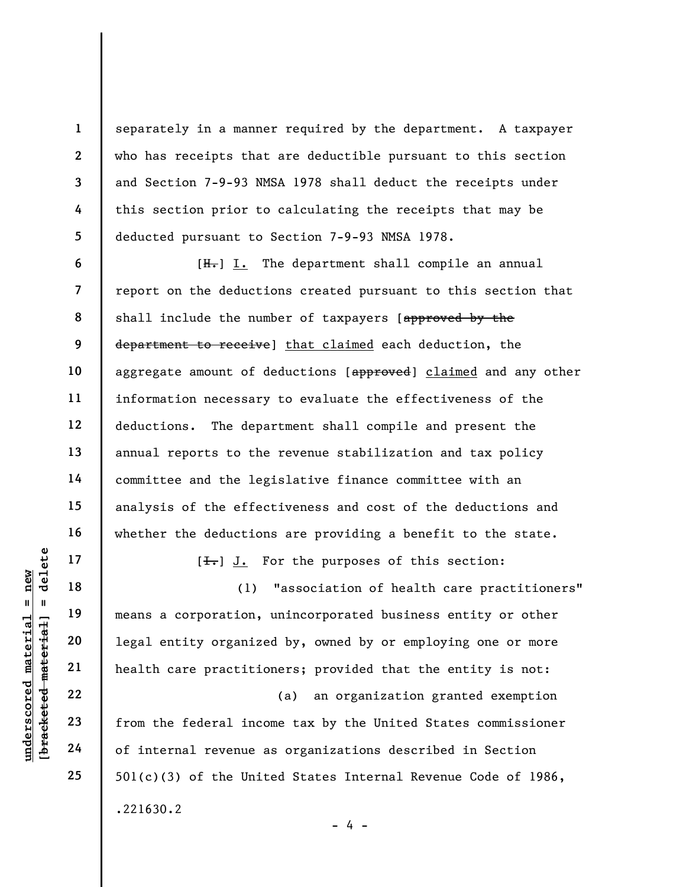separately in a manner required by the department. A taxpayer who has receipts that are deductible pursuant to this section and Section 7-9-93 NMSA 1978 shall deduct the receipts under this section prior to calculating the receipts that may be deducted pursuant to Section 7-9-93 NMSA 1978.

[~~H.~~] <u>I.</u> The department shall compile an annual report on the deductions created pursuant to this section that shall include the number of taxpayers [~~approved by the department to receive~~] <u>that claimed</u> each deduction, the aggregate amount of deductions [~~approved~~] <u>claimed</u> and any other information necessary to evaluate the effectiveness of the deductions. The department shall compile and present the annual reports to the revenue stabilization and tax policy committee and the legislative finance committee with an analysis of the effectiveness and cost of the deductions and whether the deductions are providing a benefit to the state.

[~~I.~~] <u>J.</u> For the purposes of this section:

(1) "association of health care practitioners" means a corporation, unincorporated business entity or other legal entity organized by, owned by or employing one or more health care practitioners; provided that the entity is not:

(a) an organization granted exemption from the federal income tax by the United States commissioner of internal revenue as organizations described in Section 501(c)(3) of the United States Internal Revenue Code of 1986,

.221630.2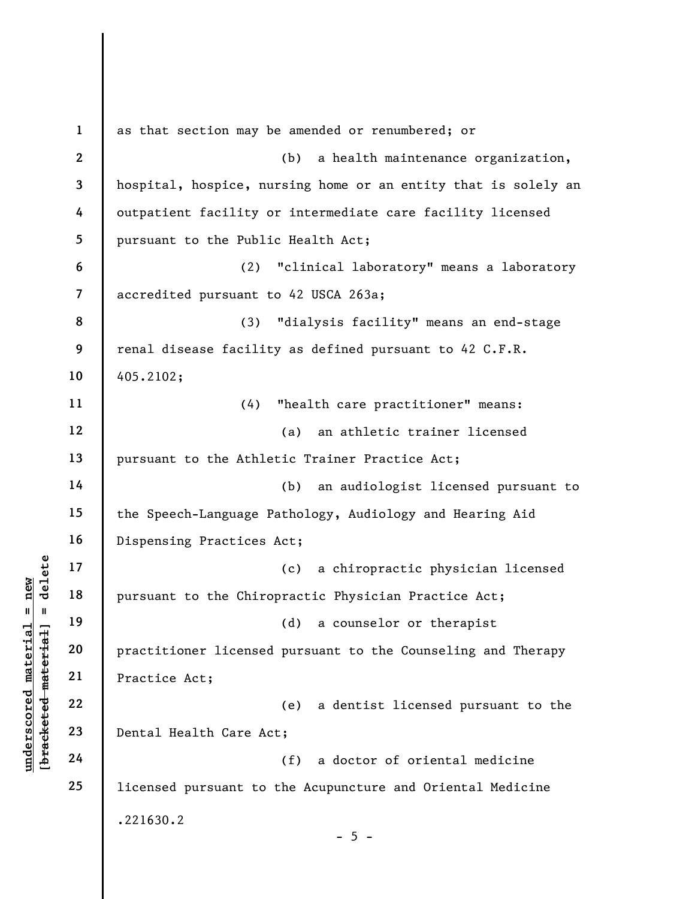as that section may be amended or renumbered; or

(b) a health maintenance organization, hospital, hospice, nursing home or an entity that is solely an outpatient facility or intermediate care facility licensed pursuant to the Public Health Act;

(2) "clinical laboratory" means a laboratory accredited pursuant to 42 USCA 263a;

(3) "dialysis facility" means an end-stage renal disease facility as defined pursuant to 42 C.F.R. 405.2102;

(4) "health care practitioner" means:

(a) an athletic trainer licensed pursuant to the Athletic Trainer Practice Act;

(b) an audiologist licensed pursuant to the Speech-Language Pathology, Audiology and Hearing Aid Dispensing Practices Act;

(c) a chiropractic physician licensed pursuant to the Chiropractic Physician Practice Act;

(d) a counselor or therapist practitioner licensed pursuant to the Counseling and Therapy Practice Act;

(e) a dentist licensed pursuant to the Dental Health Care Act;

(f) a doctor of oriental medicine licensed pursuant to the Acupuncture and Oriental Medicine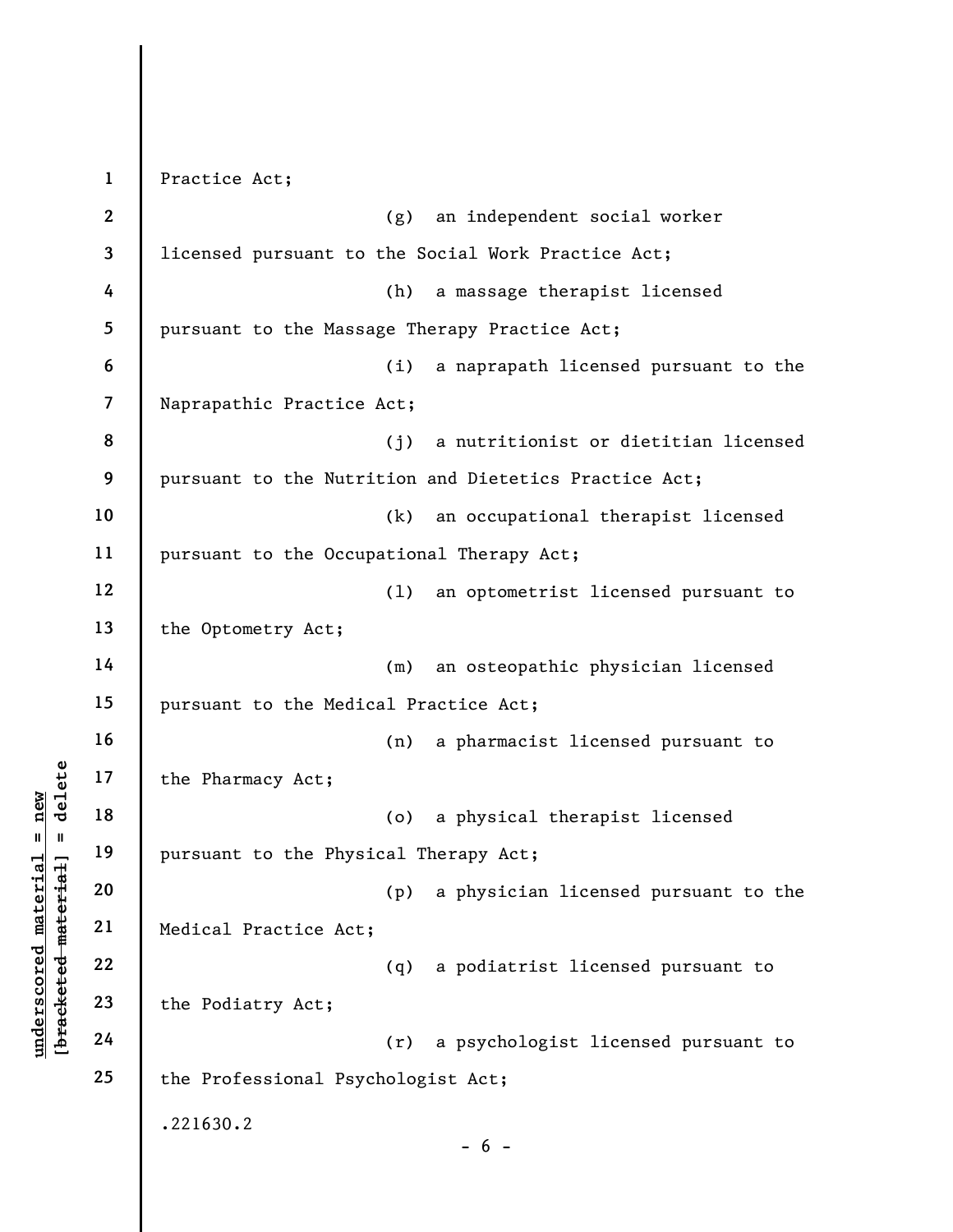Practice Act;

(g) an independent social worker licensed pursuant to the Social Work Practice Act;

(h) a massage therapist licensed pursuant to the Massage Therapy Practice Act;

(i) a naprapath licensed pursuant to the Naprapathic Practice Act;

(j) a nutritionist or dietitian licensed pursuant to the Nutrition and Dietetics Practice Act;

(k) an occupational therapist licensed pursuant to the Occupational Therapy Act;

(l) an optometrist licensed pursuant to the Optometry Act;

(m) an osteopathic physician licensed pursuant to the Medical Practice Act;

(n) a pharmacist licensed pursuant to the Pharmacy Act;

(o) a physical therapist licensed pursuant to the Physical Therapy Act;

(p) a physician licensed pursuant to the Medical Practice Act;

(q) a podiatrist licensed pursuant to the Podiatry Act;

(r) a psychologist licensed pursuant to the Professional Psychologist Act;

.221630.2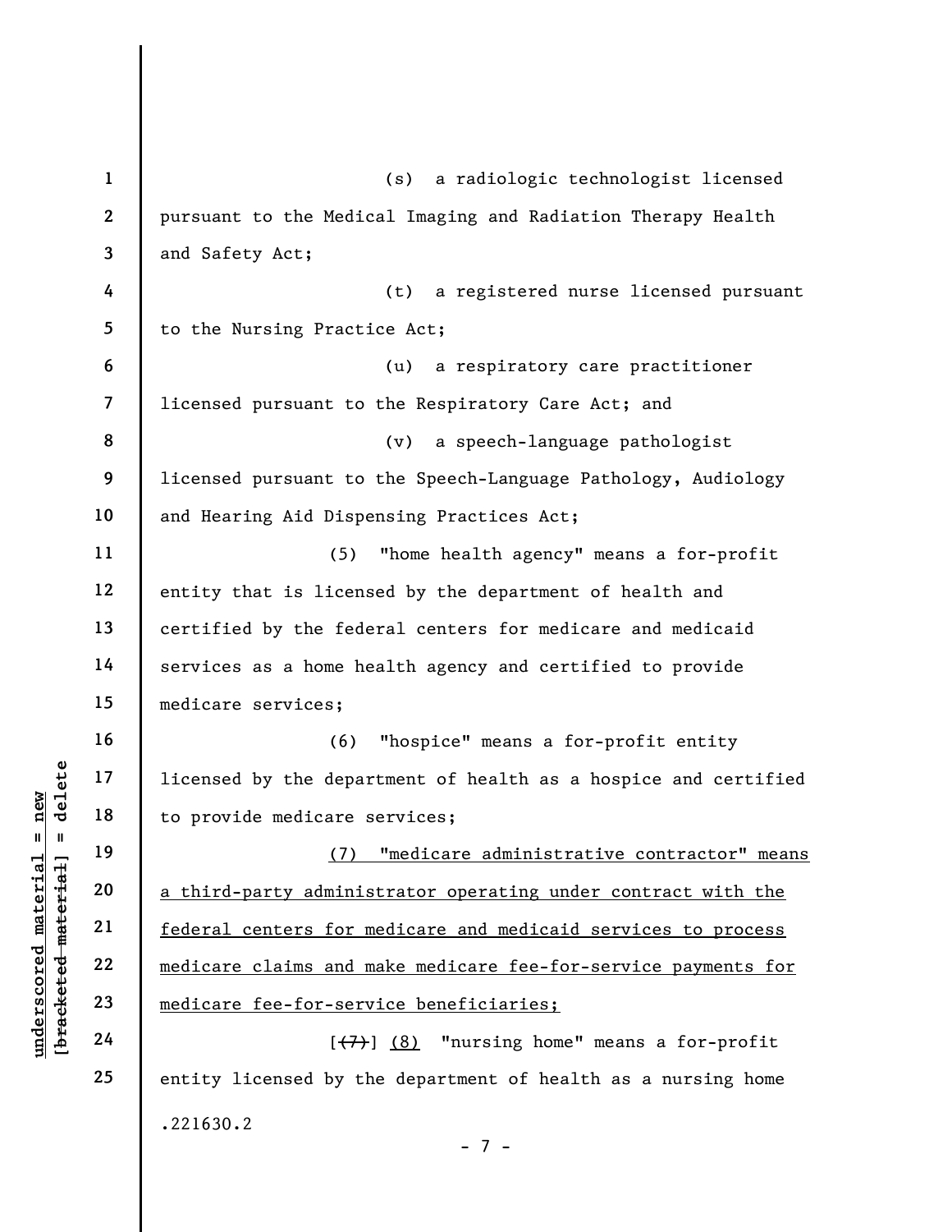(s) a radiologic technologist licensed pursuant to the Medical Imaging and Radiation Therapy Health and Safety Act;

(t) a registered nurse licensed pursuant to the Nursing Practice Act;

(u) a respiratory care practitioner licensed pursuant to the Respiratory Care Act; and

(v) a speech-language pathologist licensed pursuant to the Speech-Language Pathology, Audiology and Hearing Aid Dispensing Practices Act;

(5) "home health agency" means a for-profit entity that is licensed by the department of health and certified by the federal centers for medicare and medicaid services as a home health agency and certified to provide medicare services;

(6) "hospice" means a for-profit entity licensed by the department of health as a hospice and certified to provide medicare services;

<u>(7) "medicare administrative contractor" means a third-party administrator operating under contract with the federal centers for medicare and medicaid services to process medicare claims and make medicare fee-for-service payments for medicare fee-for-service beneficiaries;</u>

[~~(7)~~] <u>(8)</u> "nursing home" means a for-profit entity licensed by the department of health as a nursing home

.221630.2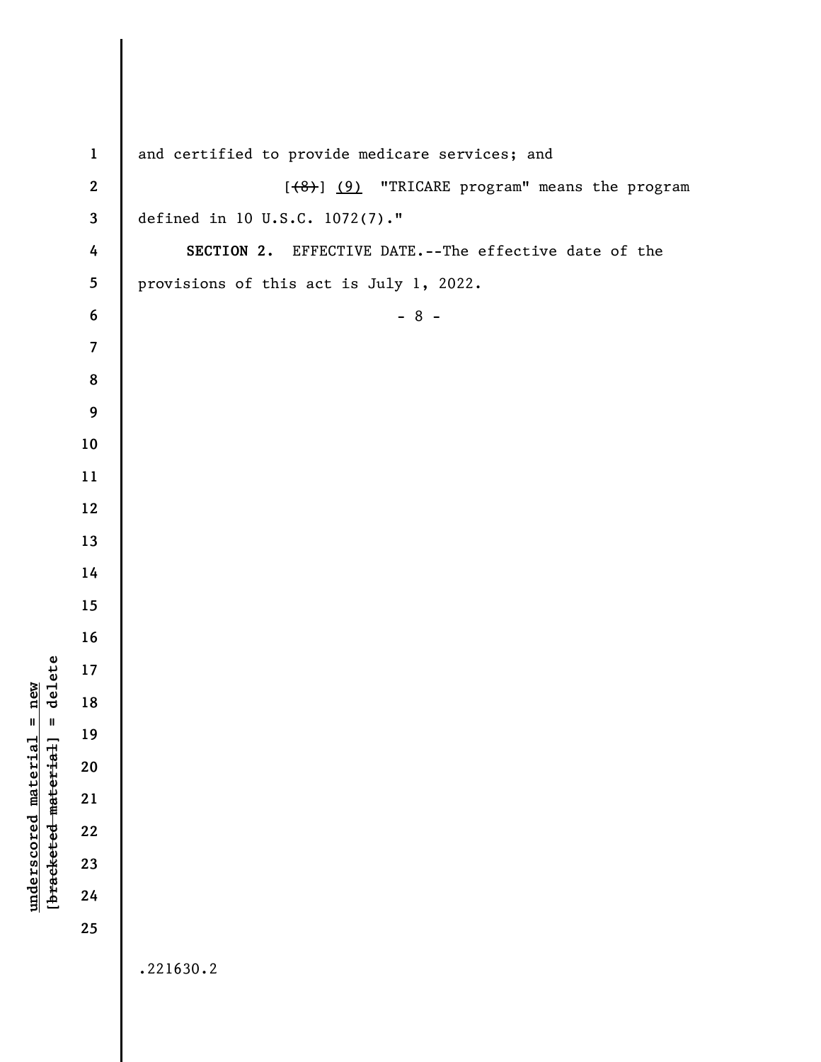and certified to provide medicare services; and

[~~(8)~~] (9) "TRICARE program" means the program defined in 10 U.S.C. 1072(7)."

**SECTION 2.** EFFECTIVE DATE.--The effective date of the provisions of this act is July 1, 2022.

.221630.2